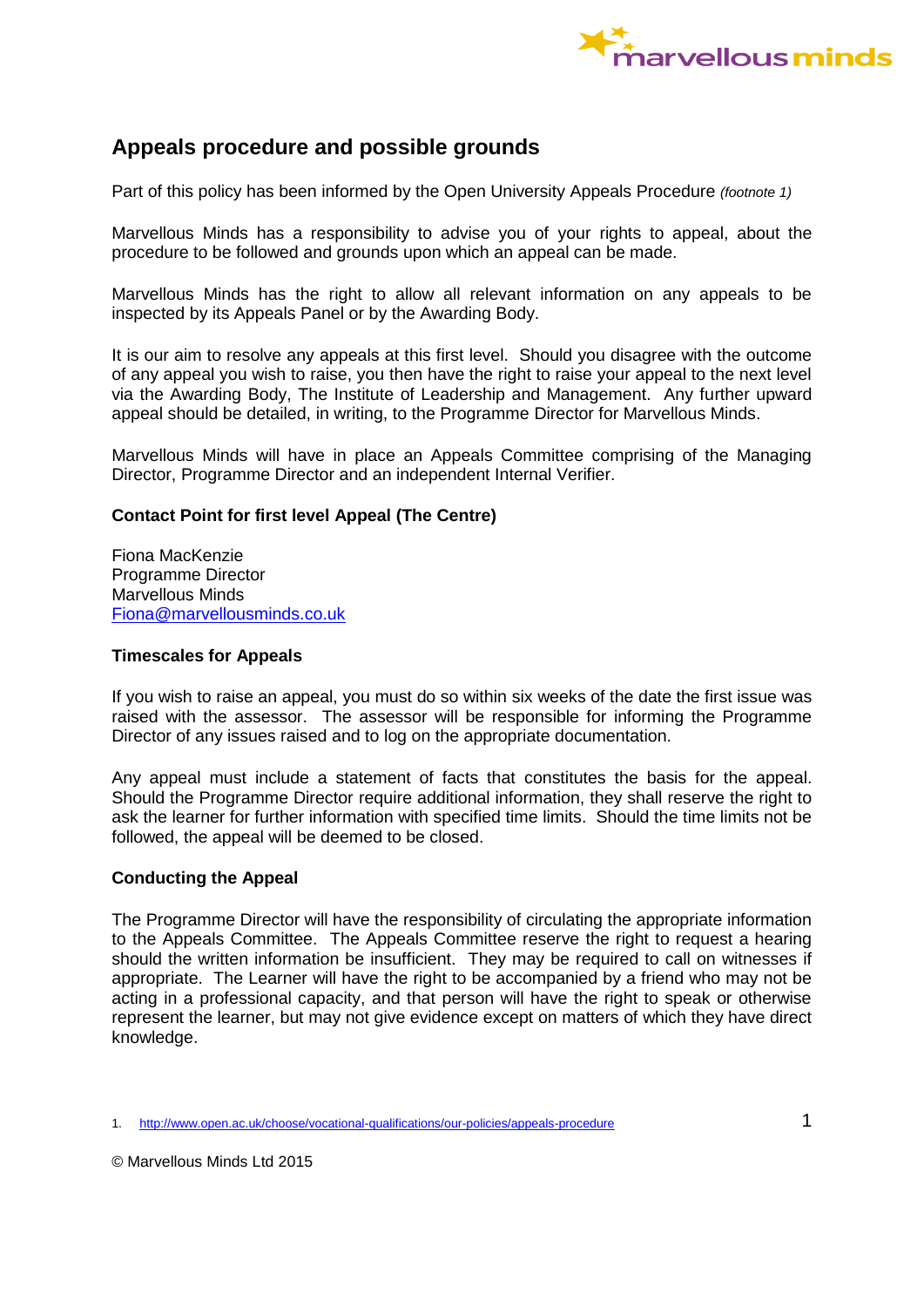## Appeals procedure and possible grounds

Part of this policy has been informed by the Open University Appeals Procedure *(footnote 1)*

Marvellous Minds has a responsibility to advise you of your rights to appeal, about the procedure to be followed and grounds upon which an appeal can be made.

Marvellous Minds has the right to allow all relevant information on any appeals to be inspected by its Appeals Panel or by the Awarding Body.

It is our aim to resolve any appeals at this first level. Should you disagree with the outcome of any appeal you wish to raise, you then have the right to raise your appeal to the next level via the Awarding Body, The Institute of Leadership and Management. Any further upward appeal should be detailed, in writing, to the Programme Director for Marvellous Minds.

Marvellous Minds will have in place an Appeals Committee comprising of the Managing Director, Programme Director and an independent Internal Verifier.

**Contact Point for first level Appeal (The Centre)**

Fiona MacKenzie
Programme Director
Marvellous Minds
Fiona@marvellousminds.co.uk

**Timescales for Appeals**

If you wish to raise an appeal, you must do so within six weeks of the date the first issue was raised with the assessor. The assessor will be responsible for informing the Programme Director of any issues raised and to log on the appropriate documentation.

Any appeal must include a statement of facts that constitutes the basis for the appeal. Should the Programme Director require additional information, they shall reserve the right to ask the learner for further information with specified time limits. Should the time limits not be followed, the appeal will be deemed to be closed.

**Conducting the Appeal**

The Programme Director will have the responsibility of circulating the appropriate information to the Appeals Committee. The Appeals Committee reserve the right to request a hearing should the written information be insufficient. They may be required to call on witnesses if appropriate. The Learner will have the right to be accompanied by a friend who may not be acting in a professional capacity, and that person will have the right to speak or otherwise represent the learner, but may not give evidence except on matters of which they have direct knowledge.

1. http://www.open.ac.uk/choose/vocational-qualifications/our-policies/appeals-procedure

© Marvellous Minds Ltd 2015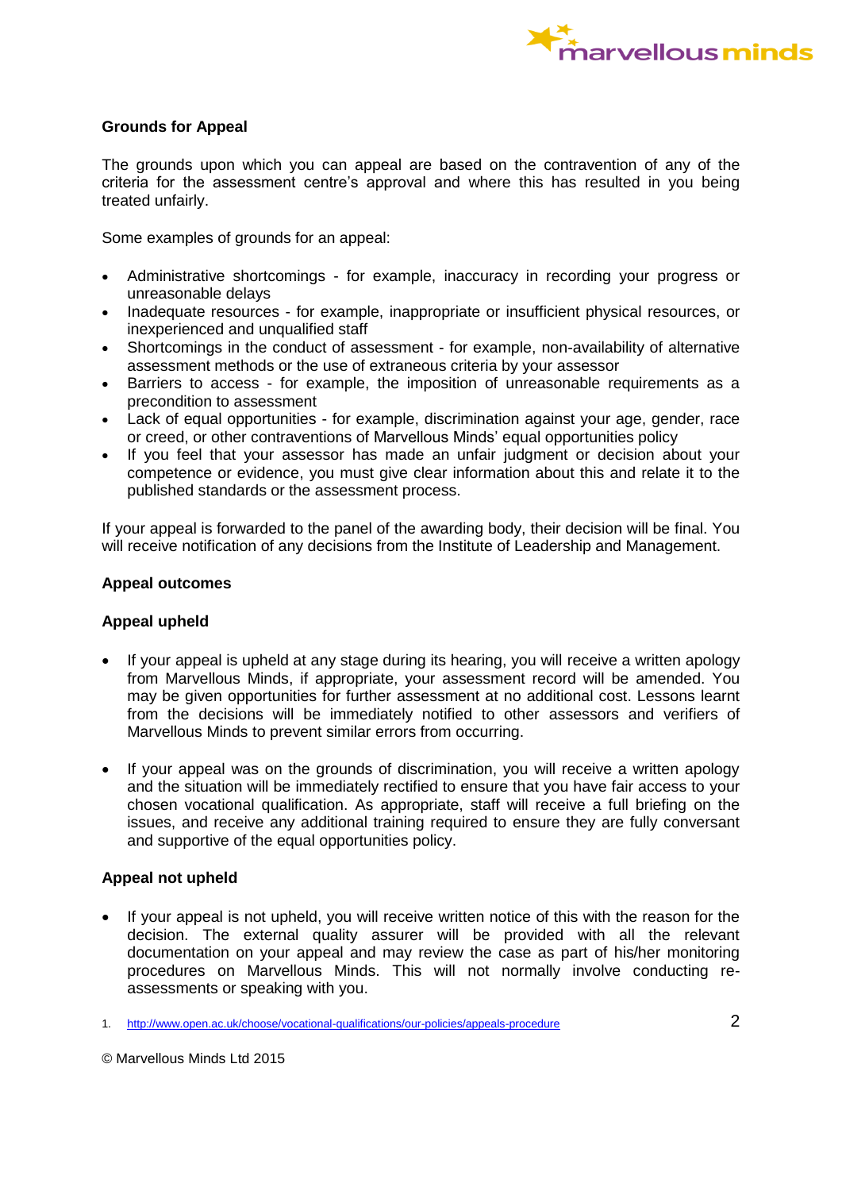**Grounds for Appeal**

The grounds upon which you can appeal are based on the contravention of any of the criteria for the assessment centre's approval and where this has resulted in you being treated unfairly.

Some examples of grounds for an appeal:

- Administrative shortcomings - for example, inaccuracy in recording your progress or unreasonable delays
- Inadequate resources - for example, inappropriate or insufficient physical resources, or inexperienced and unqualified staff
- Shortcomings in the conduct of assessment - for example, non-availability of alternative assessment methods or the use of extraneous criteria by your assessor
- Barriers to access - for example, the imposition of unreasonable requirements as a precondition to assessment
- Lack of equal opportunities - for example, discrimination against your age, gender, race or creed, or other contraventions of Marvellous Minds' equal opportunities policy
- If you feel that your assessor has made an unfair judgment or decision about your competence or evidence, you must give clear information about this and relate it to the published standards or the assessment process.

If your appeal is forwarded to the panel of the awarding body, their decision will be final. You will receive notification of any decisions from the Institute of Leadership and Management.

**Appeal outcomes**

**Appeal upheld**

- If your appeal is upheld at any stage during its hearing, you will receive a written apology from Marvellous Minds, if appropriate, your assessment record will be amended. You may be given opportunities for further assessment at no additional cost. Lessons learnt from the decisions will be immediately notified to other assessors and verifiers of Marvellous Minds to prevent similar errors from occurring.

- If your appeal was on the grounds of discrimination, you will receive a written apology and the situation will be immediately rectified to ensure that you have fair access to your chosen vocational qualification. As appropriate, staff will receive a full briefing on the issues, and receive any additional training required to ensure they are fully conversant and supportive of the equal opportunities policy.

**Appeal not upheld**

- If your appeal is not upheld, you will receive written notice of this with the reason for the decision. The external quality assurer will be provided with all the relevant documentation on your appeal and may review the case as part of his/her monitoring procedures on Marvellous Minds. This will not normally involve conducting re-assessments or speaking with you.

1. http://www.open.ac.uk/choose/vocational-qualifications/our-policies/appeals-procedure

© Marvellous Minds Ltd 2015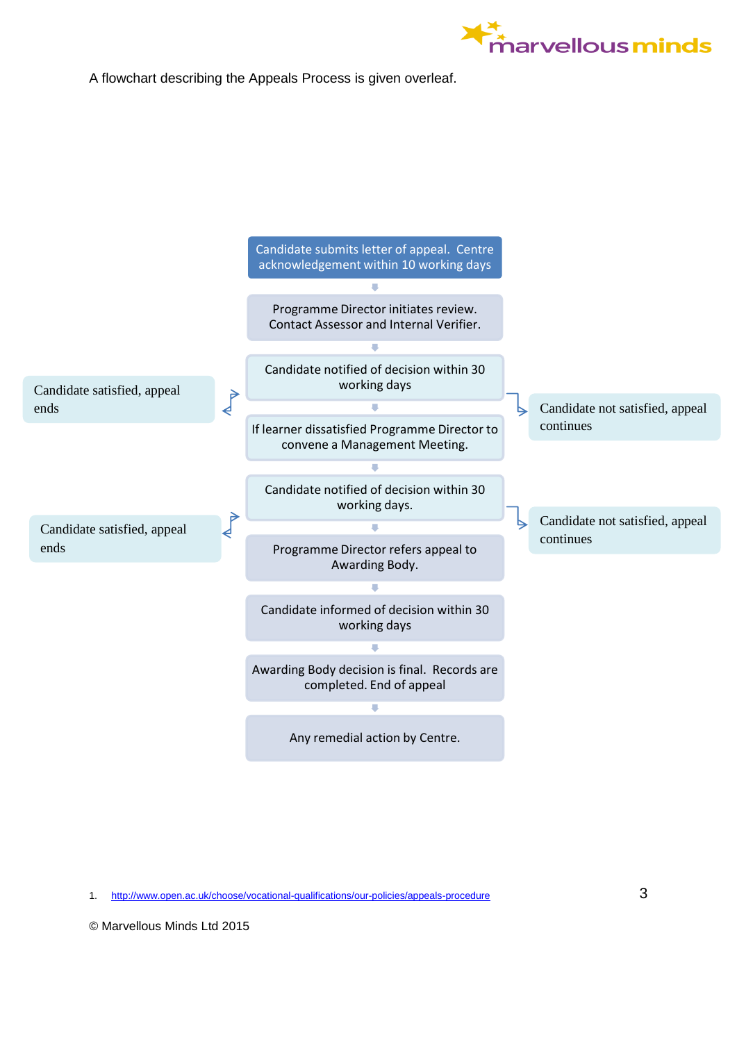A flowchart describing the Appeals Process is given overleaf.

Candidate submits letter of appeal. Centre acknowledgement within 10 working days

Programme Director initiates review. Contact Assessor and Internal Verifier.

Candidate notified of decision within 30 working days

Candidate satisfied, appeal ends

Candidate not satisfied, appeal continues

If learner dissatisfied Programme Director to convene a Management Meeting.

Candidate notified of decision within 30 working days.

Candidate satisfied, appeal ends

Candidate not satisfied, appeal continues

Programme Director refers appeal to Awarding Body.

Candidate informed of decision within 30 working days

Awarding Body decision is final. Records are completed. End of appeal

Any remedial action by Centre.

1. http://www.open.ac.uk/choose/vocational-qualifications/our-policies/appeals-procedure

© Marvellous Minds Ltd 2015